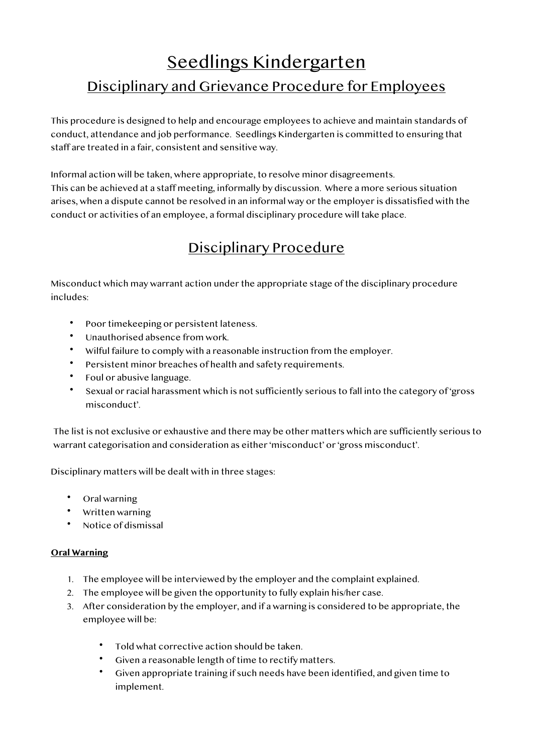# Seedlings Kindergarten

## Disciplinary and Grievance Procedure for Employees

This procedure is designed to help and encourage employees to achieve and maintain standards of conduct, attendance and job performance. Seedlings Kindergarten is committed to ensuring that staff are treated in a fair, consistent and sensitive way.

Informal action will be taken, where appropriate, to resolve minor disagreements.
This can be achieved at a staff meeting, informally by discussion. Where a more serious situation arises, when a dispute cannot be resolved in an informal way or the employer is dissatisfied with the conduct or activities of an employee, a formal disciplinary procedure will take place.

## Disciplinary Procedure

Misconduct which may warrant action under the appropriate stage of the disciplinary procedure includes:

- Poor timekeeping or persistent lateness.
- Unauthorised absence from work.
- Wilful failure to comply with a reasonable instruction from the employer.
- Persistent minor breaches of health and safety requirements.
- Foul or abusive language.
- Sexual or racial harassment which is not sufficiently serious to fall into the category of 'gross misconduct'.

The list is not exclusive or exhaustive and there may be other matters which are sufficiently serious to warrant categorisation and consideration as either 'misconduct' or 'gross misconduct'.

Disciplinary matters will be dealt with in three stages:

- Oral warning
- Written warning
- Notice of dismissal

**Oral Warning**

1. The employee will be interviewed by the employer and the complaint explained.
2. The employee will be given the opportunity to fully explain his/her case.
3. After consideration by the employer, and if a warning is considered to be appropriate, the employee will be:
    - Told what corrective action should be taken.
    - Given a reasonable length of time to rectify matters.
    - Given appropriate training if such needs have been identified, and given time to implement.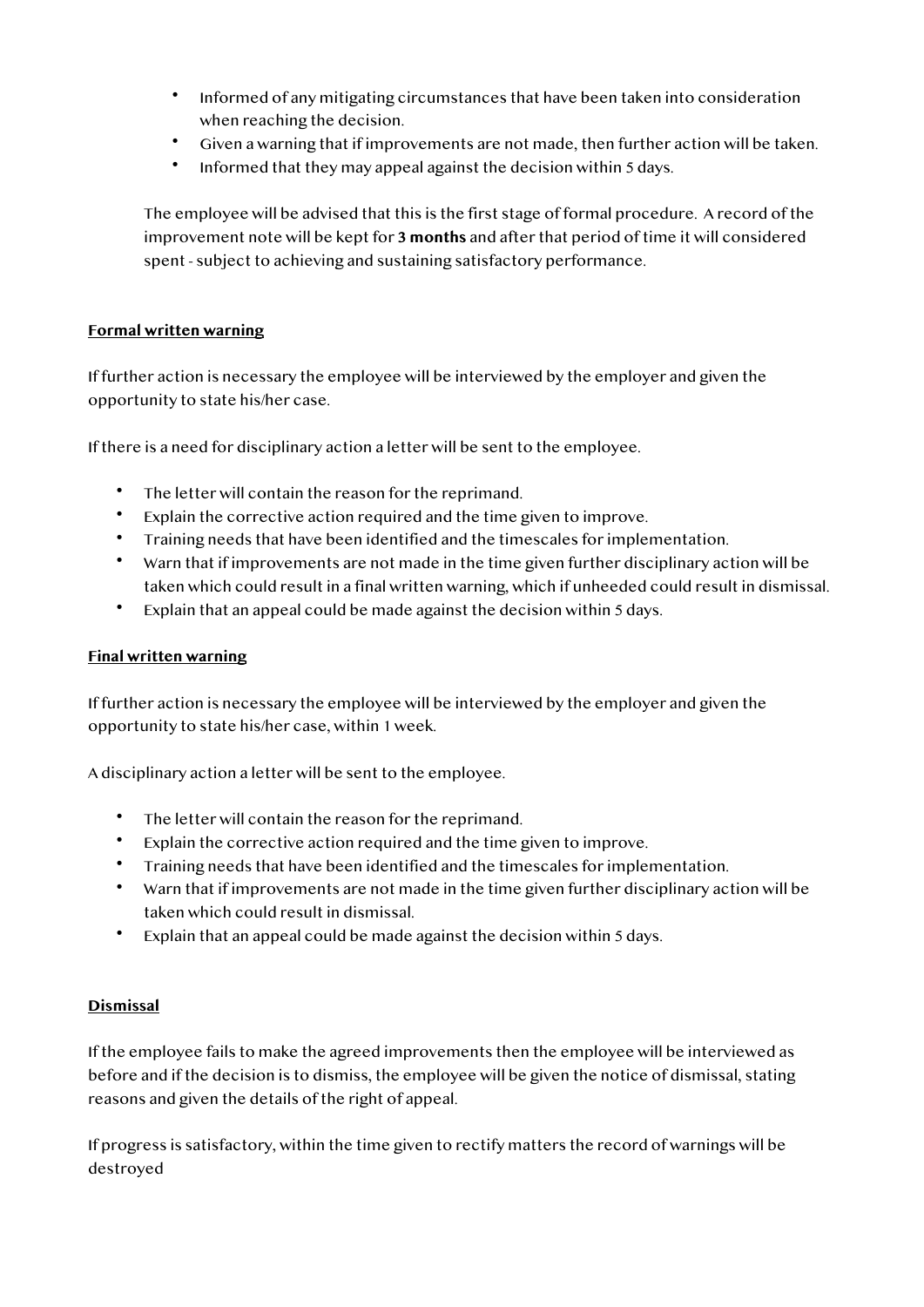- Informed of any mitigating circumstances that have been taken into consideration when reaching the decision.
- Given a warning that if improvements are not made, then further action will be taken.
- Informed that they may appeal against the decision within 5 days.

The employee will be advised that this is the first stage of formal procedure. A record of the improvement note will be kept for **3 months** and after that period of time it will considered spent - subject to achieving and sustaining satisfactory performance.

**Formal written warning**

If further action is necessary the employee will be interviewed by the employer and given the opportunity to state his/her case.

If there is a need for disciplinary action a letter will be sent to the employee.

- The letter will contain the reason for the reprimand.
- Explain the corrective action required and the time given to improve.
- Training needs that have been identified and the timescales for implementation.
- Warn that if improvements are not made in the time given further disciplinary action will be taken which could result in a final written warning, which if unheeded could result in dismissal.
- Explain that an appeal could be made against the decision within 5 days.

**Final written warning**

If further action is necessary the employee will be interviewed by the employer and given the opportunity to state his/her case, within 1 week.

A disciplinary action a letter will be sent to the employee.

- The letter will contain the reason for the reprimand.
- Explain the corrective action required and the time given to improve.
- Training needs that have been identified and the timescales for implementation.
- Warn that if improvements are not made in the time given further disciplinary action will be taken which could result in dismissal.
- Explain that an appeal could be made against the decision within 5 days.

**Dismissal**

If the employee fails to make the agreed improvements then the employee will be interviewed as before and if the decision is to dismiss, the employee will be given the notice of dismissal, stating reasons and given the details of the right of appeal.

If progress is satisfactory, within the time given to rectify matters the record of warnings will be destroyed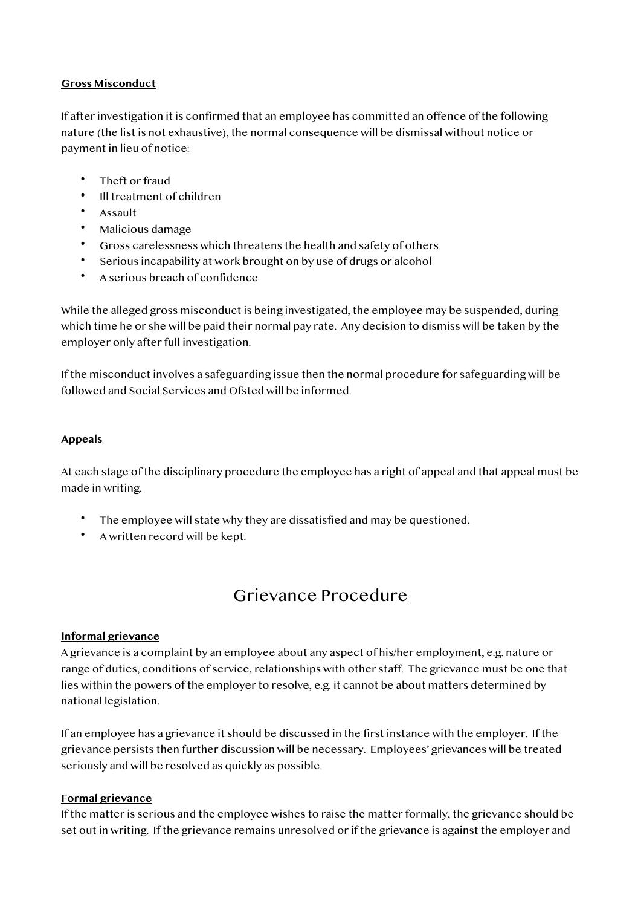**Gross Misconduct**

If after investigation it is confirmed that an employee has committed an offence of the following nature (the list is not exhaustive), the normal consequence will be dismissal without notice or payment in lieu of notice:

- Theft or fraud
- Ill treatment of children
- Assault
- Malicious damage
- Gross carelessness which threatens the health and safety of others
- Serious incapability at work brought on by use of drugs or alcohol
- A serious breach of confidence

While the alleged gross misconduct is being investigated, the employee may be suspended, during which time he or she will be paid their normal pay rate. Any decision to dismiss will be taken by the employer only after full investigation.

If the misconduct involves a safeguarding issue then the normal procedure for safeguarding will be followed and Social Services and Ofsted will be informed.

**Appeals**

At each stage of the disciplinary procedure the employee has a right of appeal and that appeal must be made in writing.

- The employee will state why they are dissatisfied and may be questioned.
- A written record will be kept.

# Grievance Procedure

**Informal grievance**

A grievance is a complaint by an employee about any aspect of his/her employment, e.g. nature or range of duties, conditions of service, relationships with other staff. The grievance must be one that lies within the powers of the employer to resolve, e.g. it cannot be about matters determined by national legislation.

If an employee has a grievance it should be discussed in the first instance with the employer. If the grievance persists then further discussion will be necessary. Employees' grievances will be treated seriously and will be resolved as quickly as possible.

**Formal grievance**

If the matter is serious and the employee wishes to raise the matter formally, the grievance should be set out in writing. If the grievance remains unresolved or if the grievance is against the employer and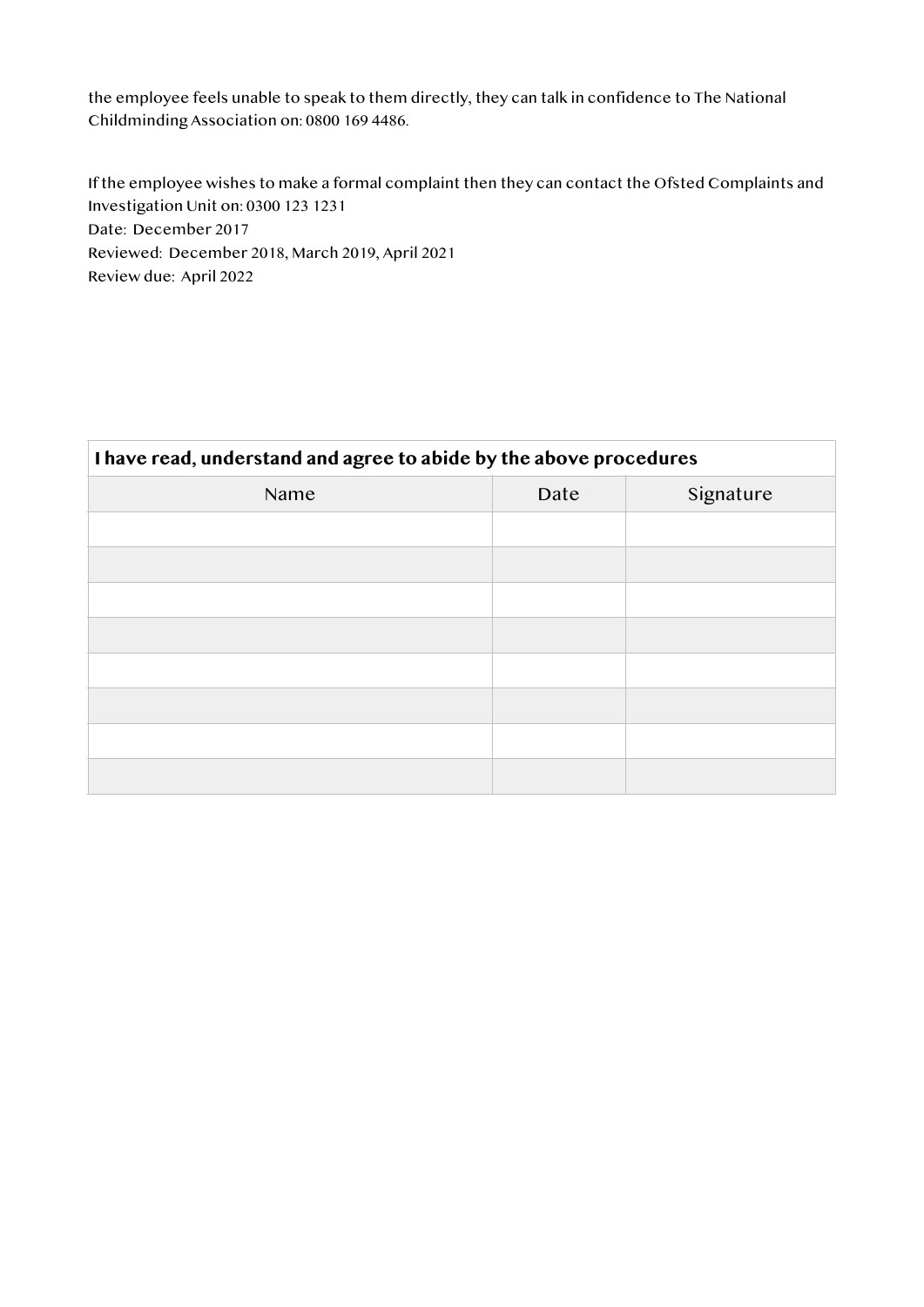the employee feels unable to speak to them directly, they can talk in confidence to The National Childminding Association on: 0800 169 4486.

If the employee wishes to make a formal complaint then they can contact the Ofsted Complaints and Investigation Unit on: 0300 123 1231
Date: December 2017
Reviewed: December 2018, March 2019, April 2021
Review due: April 2022

| **I have read, understand and agree to abide by the above procedures** | | |
|---|---|---|
| Name | Date | Signature |
| | | |
| | | |
| | | |
| | | |
| | | |
| | | |
| | | |
| | | |